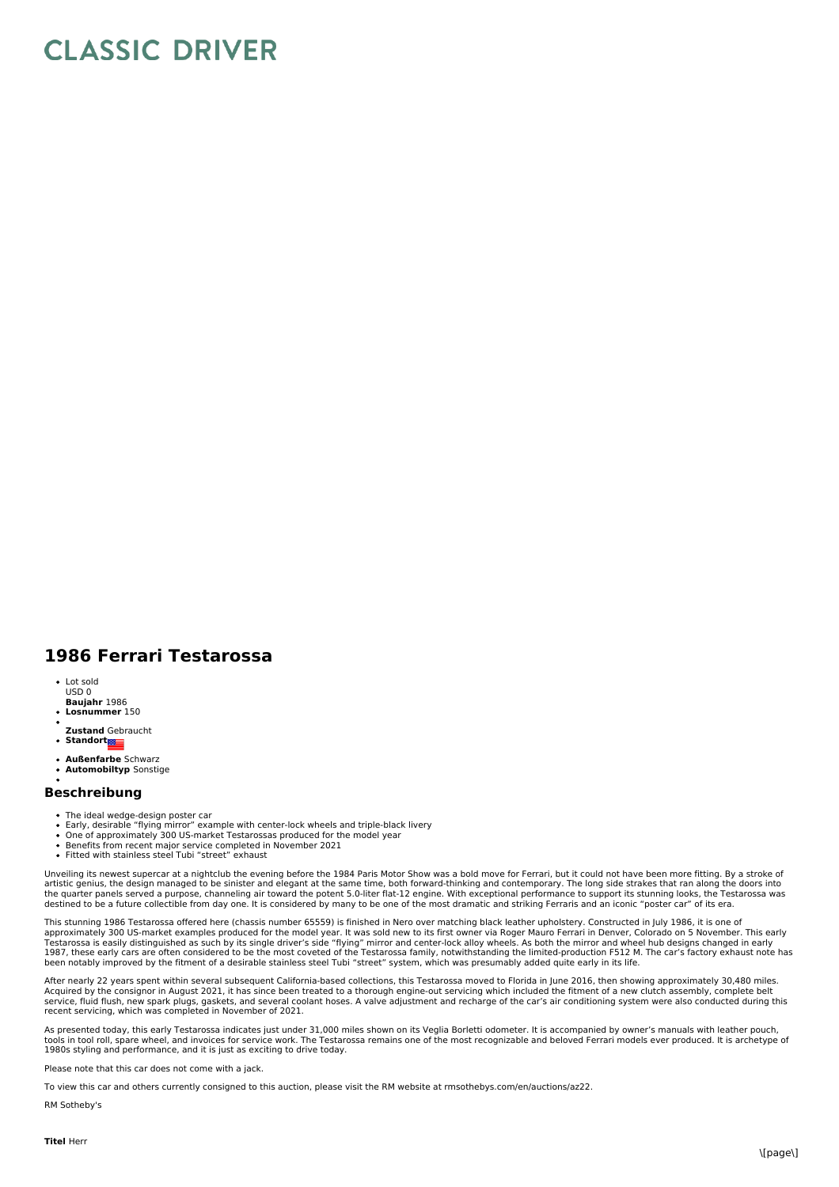# CLASSIC DRIVER

## 1986 Ferrari Testarossa

- Lot sold
  USD 0
  **Baujahr** 1986
- **Losnummer** 150
-
  **Zustand** Gebraucht
- **Standort**
- **Außenfarbe** Schwarz
- **Automobiltyp** Sonstige
-

### Beschreibung

- The ideal wedge-design poster car
- Early, desirable "flying mirror" example with center-lock wheels and triple-black livery
- One of approximately 300 US-market Testarossas produced for the model year
- Benefits from recent major service completed in November 2021
- Fitted with stainless steel Tubi "street" exhaust

Unveiling its newest supercar at a nightclub the evening before the 1984 Paris Motor Show was a bold move for Ferrari, but it could not have been more fitting. By a stroke of artistic genius, the design managed to be sinister and elegant at the same time, both forward-thinking and contemporary. The long side strakes that ran along the doors into the quarter panels served a purpose, channeling air toward the potent 5.0-liter flat-12 engine. With exceptional performance to support its stunning looks, the Testarossa was destined to be a future collectible from day one. It is considered by many to be one of the most dramatic and striking Ferraris and an iconic "poster car" of its era.

This stunning 1986 Testarossa offered here (chassis number 65559) is finished in Nero over matching black leather upholstery. Constructed in July 1986, it is one of approximately 300 US-market examples produced for the model year. It was sold new to its first owner via Roger Mauro Ferrari in Denver, Colorado on 5 November. This early Testarossa is easily distinguished as such by its single driver's side "flying" mirror and center-lock alloy wheels. As both the mirror and wheel hub designs changed in early 1987, these early cars are often considered to be the most coveted of the Testarossa family, notwithstanding the limited-production F512 M. The car's factory exhaust note has been notably improved by the fitment of a desirable stainless steel Tubi "street" system, which was presumably added quite early in its life.

After nearly 22 years spent within several subsequent California-based collections, this Testarossa moved to Florida in June 2016, then showing approximately 30,480 miles. Acquired by the consignor in August 2021, it has since been treated to a thorough engine-out servicing which included the fitment of a new clutch assembly, complete belt service, fluid flush, new spark plugs, gaskets, and several coolant hoses. A valve adjustment and recharge of the car's air conditioning system were also conducted during this recent servicing, which was completed in November of 2021.

As presented today, this early Testarossa indicates just under 31,000 miles shown on its Veglia Borletti odometer. It is accompanied by owner's manuals with leather pouch, tools in tool roll, spare wheel, and invoices for service work. The Testarossa remains one of the most recognizable and beloved Ferrari models ever produced. It is archetype of 1980s styling and performance, and it is just as exciting to drive today.

Please note that this car does not come with a jack.

To view this car and others currently consigned to this auction, please visit the RM website at rmsothebys.com/en/auctions/az22.

RM Sotheby's

**Titel** Herr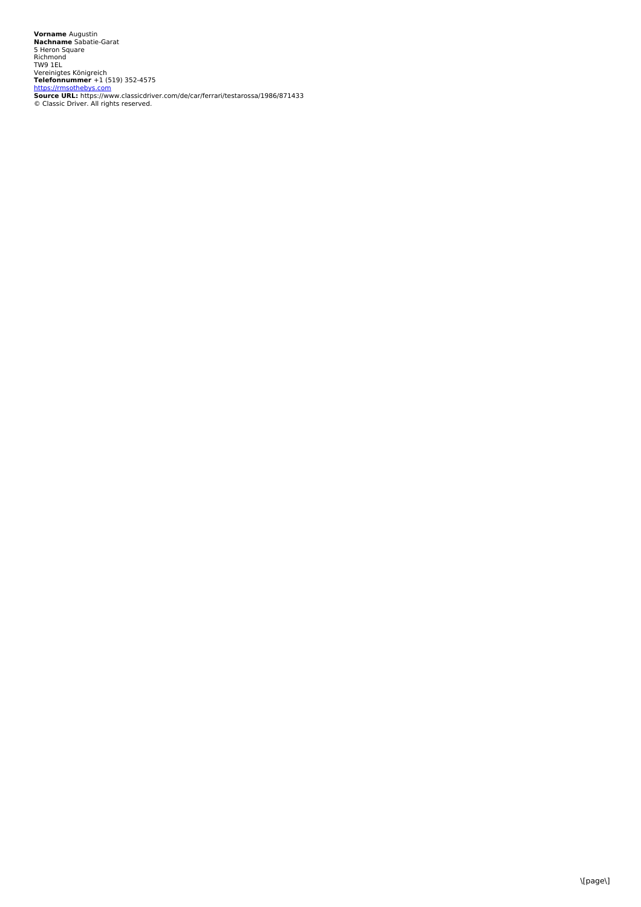**Vorname** Augustin
**Nachname** Sabatie-Garat
5 Heron Square
Richmond
TW9 1EL
Vereinigtes Königreich
**Telefonnummer** +1 (519) 352-4575
https://rmsothebys.com
**Source URL:** https://www.classicdriver.com/de/car/ferrari/testarossa/1986/871433
© Classic Driver. All rights reserved.